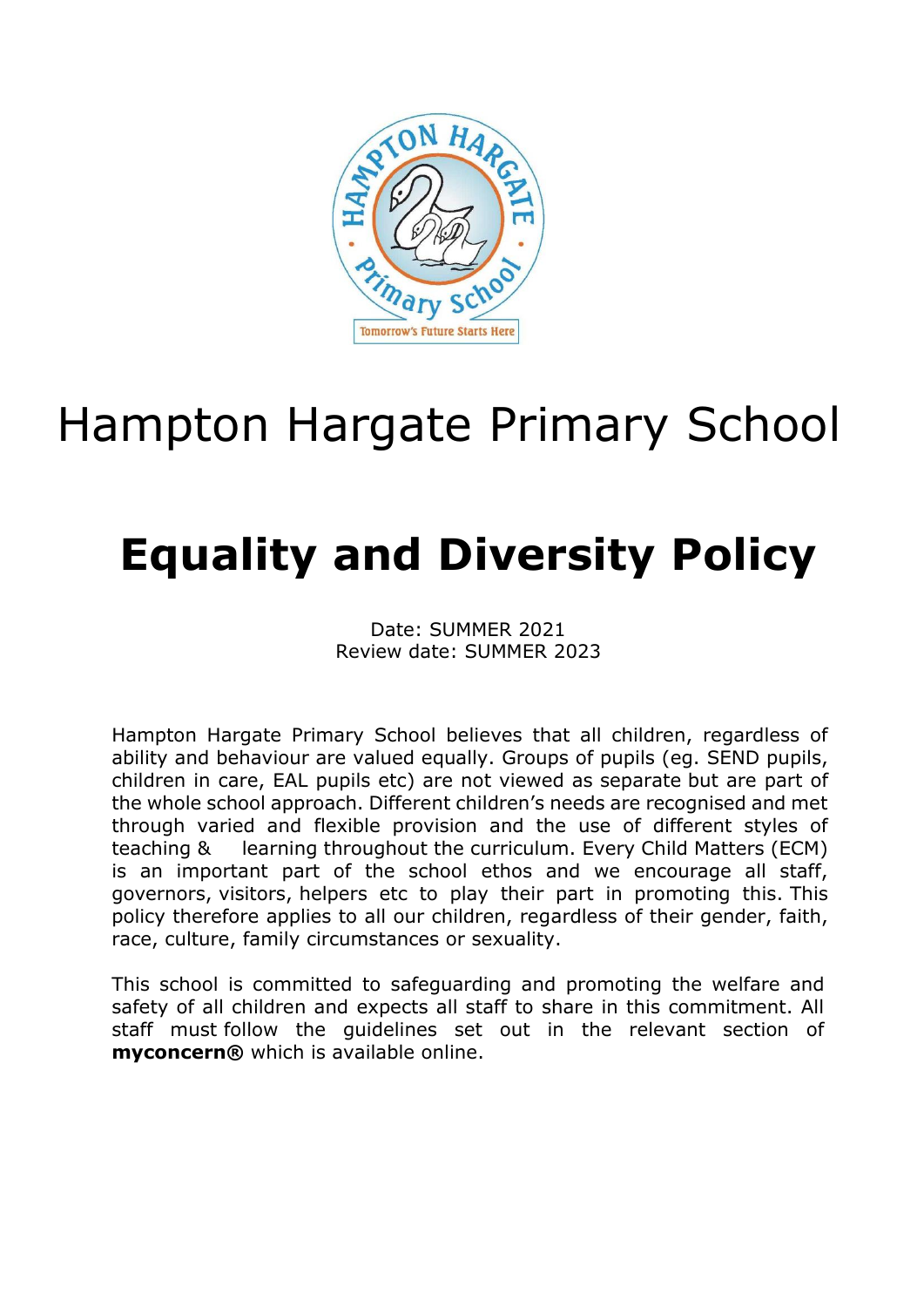# Hampton Hargate Primary School

# Equality and Diversity Policy

Date: SUMMER 2021
Review date: SUMMER 2023

Hampton Hargate Primary School believes that all children, regardless of ability and behaviour are valued equally. Groups of pupils (eg. SEND pupils, children in care, EAL pupils etc) are not viewed as separate but are part of the whole school approach. Different children's needs are recognised and met through varied and flexible provision and the use of different styles of teaching & learning throughout the curriculum. Every Child Matters (ECM) is an important part of the school ethos and we encourage all staff, governors, visitors, helpers etc to play their part in promoting this. This policy therefore applies to all our children, regardless of their gender, faith, race, culture, family circumstances or sexuality.

This school is committed to safeguarding and promoting the welfare and safety of all children and expects all staff to share in this commitment. All staff must follow the guidelines set out in the relevant section of **myconcern®** which is available online.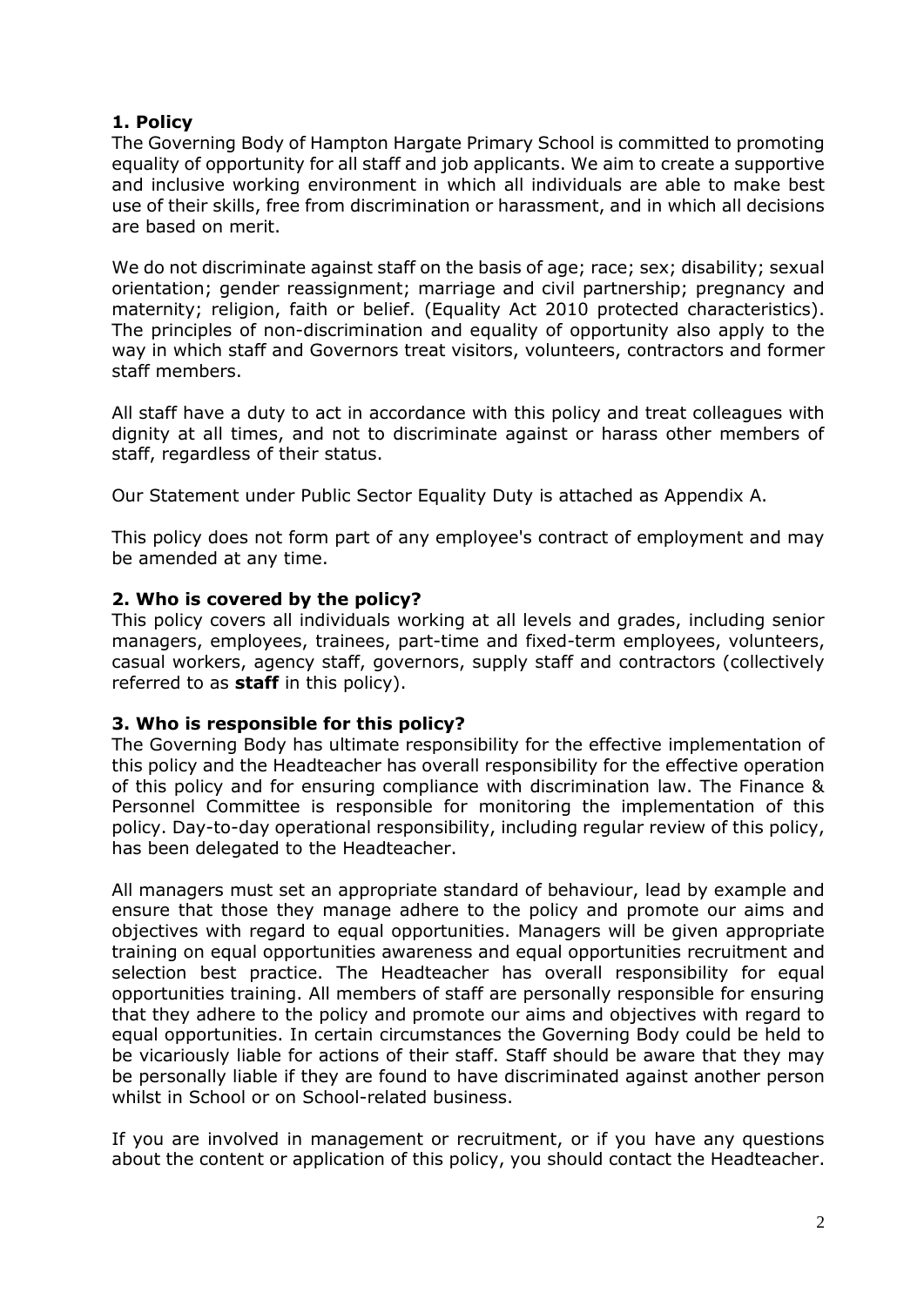## 1. Policy

The Governing Body of Hampton Hargate Primary School is committed to promoting equality of opportunity for all staff and job applicants. We aim to create a supportive and inclusive working environment in which all individuals are able to make best use of their skills, free from discrimination or harassment, and in which all decisions are based on merit.

We do not discriminate against staff on the basis of age; race; sex; disability; sexual orientation; gender reassignment; marriage and civil partnership; pregnancy and maternity; religion, faith or belief. (Equality Act 2010 protected characteristics). The principles of non-discrimination and equality of opportunity also apply to the way in which staff and Governors treat visitors, volunteers, contractors and former staff members.

All staff have a duty to act in accordance with this policy and treat colleagues with dignity at all times, and not to discriminate against or harass other members of staff, regardless of their status.

Our Statement under Public Sector Equality Duty is attached as Appendix A.

This policy does not form part of any employee's contract of employment and may be amended at any time.

## 2. Who is covered by the policy?

This policy covers all individuals working at all levels and grades, including senior managers, employees, trainees, part-time and fixed-term employees, volunteers, casual workers, agency staff, governors, supply staff and contractors (collectively referred to as **staff** in this policy).

## 3. Who is responsible for this policy?

The Governing Body has ultimate responsibility for the effective implementation of this policy and the Headteacher has overall responsibility for the effective operation of this policy and for ensuring compliance with discrimination law. The Finance & Personnel Committee is responsible for monitoring the implementation of this policy. Day-to-day operational responsibility, including regular review of this policy, has been delegated to the Headteacher.

All managers must set an appropriate standard of behaviour, lead by example and ensure that those they manage adhere to the policy and promote our aims and objectives with regard to equal opportunities. Managers will be given appropriate training on equal opportunities awareness and equal opportunities recruitment and selection best practice. The Headteacher has overall responsibility for equal opportunities training. All members of staff are personally responsible for ensuring that they adhere to the policy and promote our aims and objectives with regard to equal opportunities. In certain circumstances the Governing Body could be held to be vicariously liable for actions of their staff. Staff should be aware that they may be personally liable if they are found to have discriminated against another person whilst in School or on School-related business.

If you are involved in management or recruitment, or if you have any questions about the content or application of this policy, you should contact the Headteacher.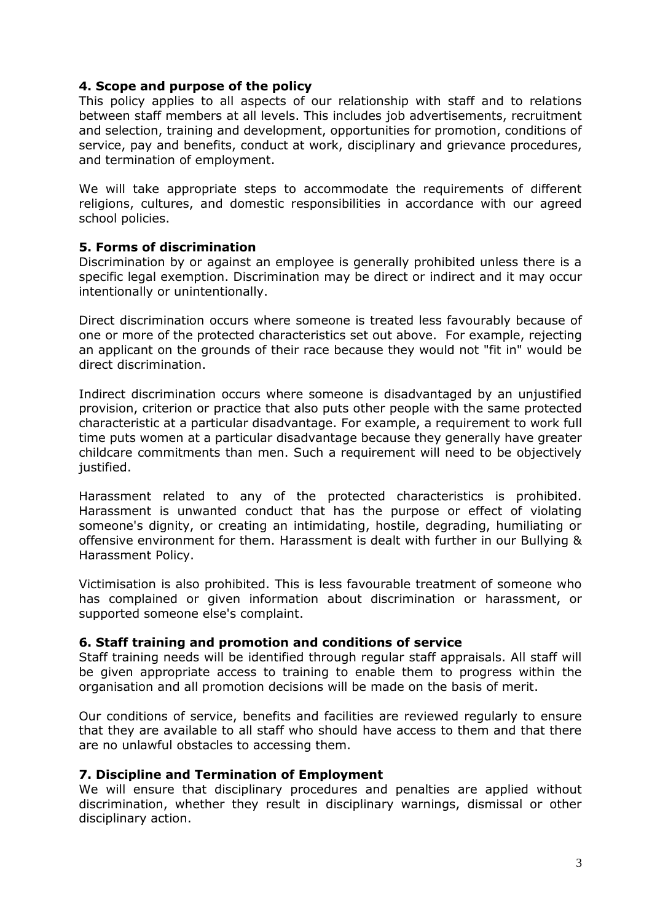## 4. Scope and purpose of the policy

This policy applies to all aspects of our relationship with staff and to relations between staff members at all levels. This includes job advertisements, recruitment and selection, training and development, opportunities for promotion, conditions of service, pay and benefits, conduct at work, disciplinary and grievance procedures, and termination of employment.

We will take appropriate steps to accommodate the requirements of different religions, cultures, and domestic responsibilities in accordance with our agreed school policies.

## 5. Forms of discrimination

Discrimination by or against an employee is generally prohibited unless there is a specific legal exemption. Discrimination may be direct or indirect and it may occur intentionally or unintentionally.

Direct discrimination occurs where someone is treated less favourably because of one or more of the protected characteristics set out above. For example, rejecting an applicant on the grounds of their race because they would not "fit in" would be direct discrimination.

Indirect discrimination occurs where someone is disadvantaged by an unjustified provision, criterion or practice that also puts other people with the same protected characteristic at a particular disadvantage. For example, a requirement to work full time puts women at a particular disadvantage because they generally have greater childcare commitments than men. Such a requirement will need to be objectively justified.

Harassment related to any of the protected characteristics is prohibited. Harassment is unwanted conduct that has the purpose or effect of violating someone's dignity, or creating an intimidating, hostile, degrading, humiliating or offensive environment for them. Harassment is dealt with further in our Bullying & Harassment Policy.

Victimisation is also prohibited. This is less favourable treatment of someone who has complained or given information about discrimination or harassment, or supported someone else's complaint.

## 6. Staff training and promotion and conditions of service

Staff training needs will be identified through regular staff appraisals. All staff will be given appropriate access to training to enable them to progress within the organisation and all promotion decisions will be made on the basis of merit.

Our conditions of service, benefits and facilities are reviewed regularly to ensure that they are available to all staff who should have access to them and that there are no unlawful obstacles to accessing them.

## 7. Discipline and Termination of Employment

We will ensure that disciplinary procedures and penalties are applied without discrimination, whether they result in disciplinary warnings, dismissal or other disciplinary action.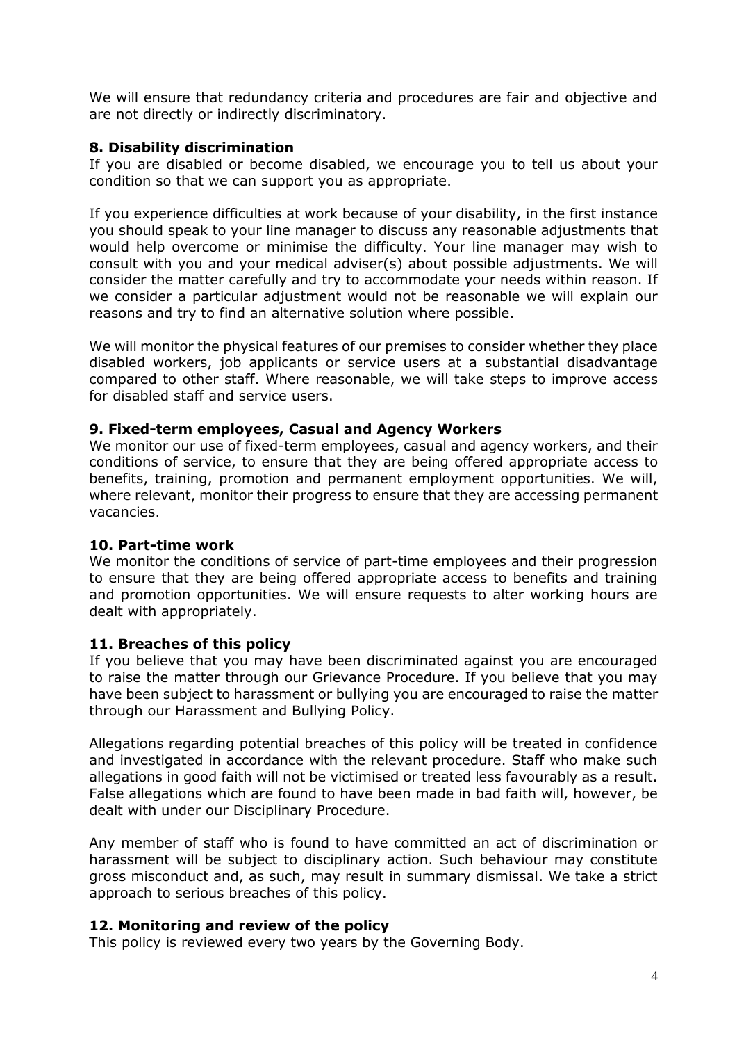We will ensure that redundancy criteria and procedures are fair and objective and are not directly or indirectly discriminatory.

**8. Disability discrimination**

If you are disabled or become disabled, we encourage you to tell us about your condition so that we can support you as appropriate.

If you experience difficulties at work because of your disability, in the first instance you should speak to your line manager to discuss any reasonable adjustments that would help overcome or minimise the difficulty. Your line manager may wish to consult with you and your medical adviser(s) about possible adjustments. We will consider the matter carefully and try to accommodate your needs within reason. If we consider a particular adjustment would not be reasonable we will explain our reasons and try to find an alternative solution where possible.

We will monitor the physical features of our premises to consider whether they place disabled workers, job applicants or service users at a substantial disadvantage compared to other staff. Where reasonable, we will take steps to improve access for disabled staff and service users.

**9. Fixed-term employees, Casual and Agency Workers**

We monitor our use of fixed-term employees, casual and agency workers, and their conditions of service, to ensure that they are being offered appropriate access to benefits, training, promotion and permanent employment opportunities. We will, where relevant, monitor their progress to ensure that they are accessing permanent vacancies.

**10. Part-time work**

We monitor the conditions of service of part-time employees and their progression to ensure that they are being offered appropriate access to benefits and training and promotion opportunities. We will ensure requests to alter working hours are dealt with appropriately.

**11. Breaches of this policy**

If you believe that you may have been discriminated against you are encouraged to raise the matter through our Grievance Procedure. If you believe that you may have been subject to harassment or bullying you are encouraged to raise the matter through our Harassment and Bullying Policy.

Allegations regarding potential breaches of this policy will be treated in confidence and investigated in accordance with the relevant procedure. Staff who make such allegations in good faith will not be victimised or treated less favourably as a result. False allegations which are found to have been made in bad faith will, however, be dealt with under our Disciplinary Procedure.

Any member of staff who is found to have committed an act of discrimination or harassment will be subject to disciplinary action. Such behaviour may constitute gross misconduct and, as such, may result in summary dismissal. We take a strict approach to serious breaches of this policy.

**12. Monitoring and review of the policy**

This policy is reviewed every two years by the Governing Body.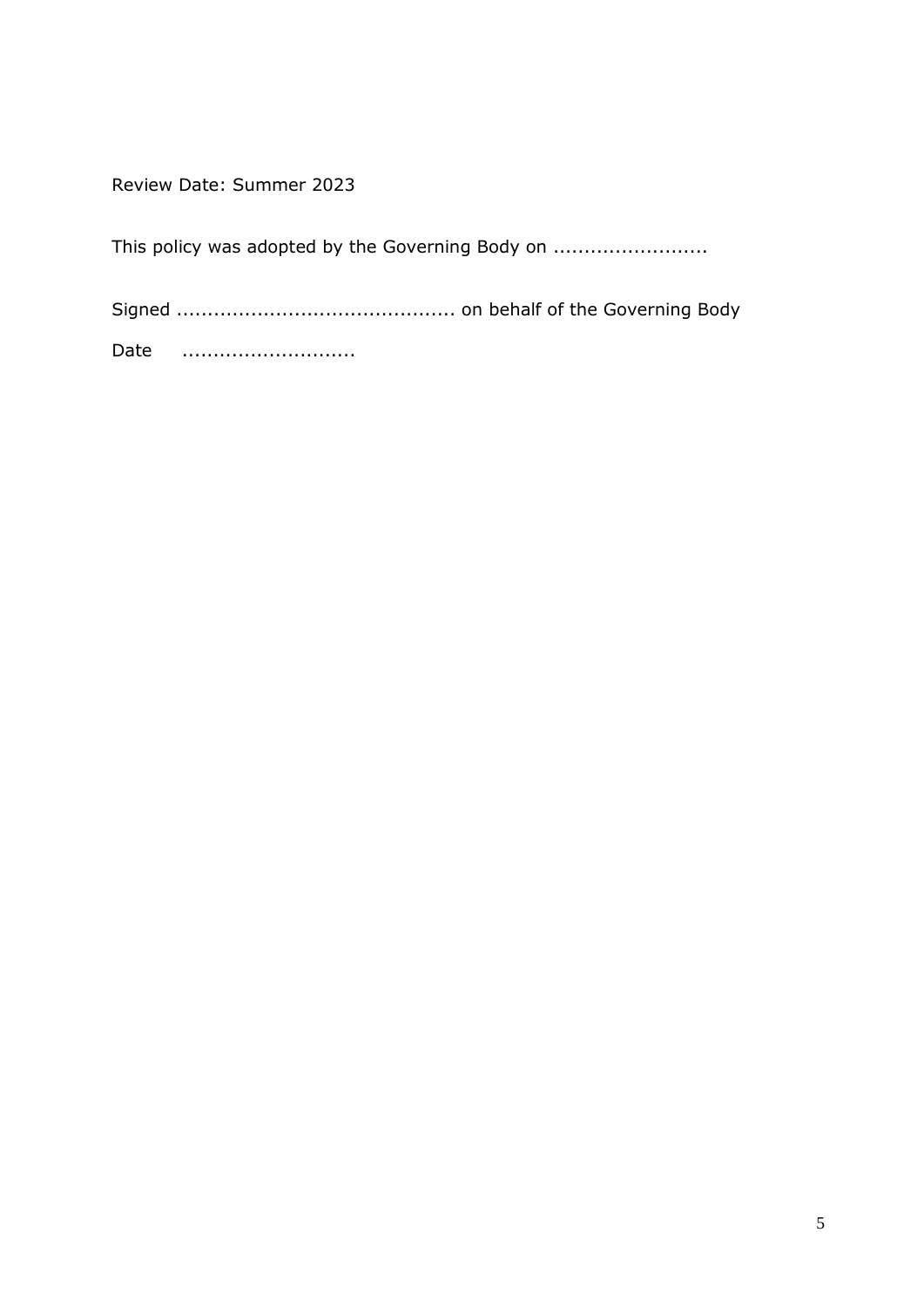Review Date: Summer 2023

This policy was adopted by the Governing Body on ........................

Signed ............................................ on behalf of the Governing Body

Date ............................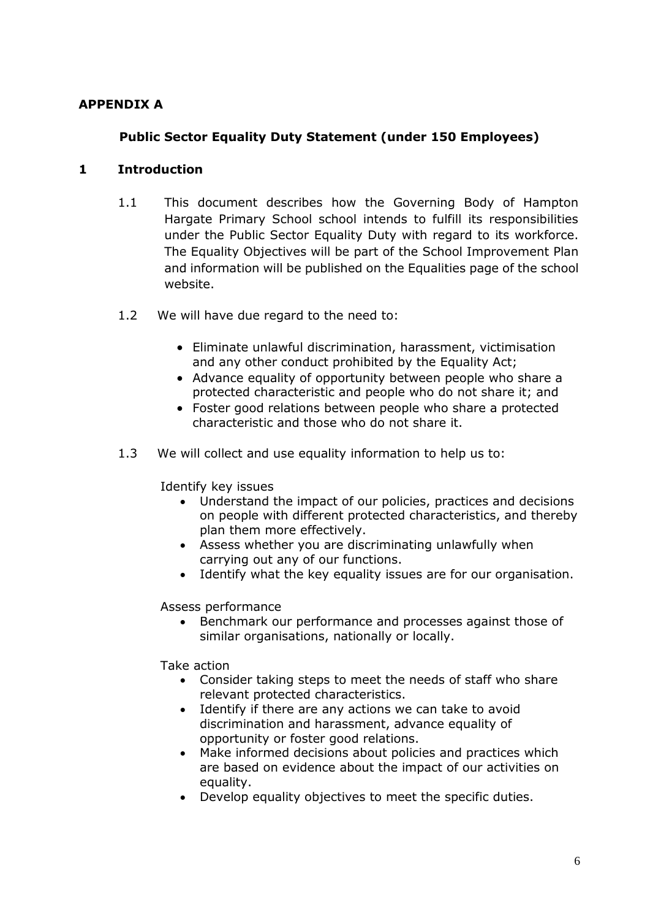**APPENDIX A**

**Public Sector Equality Duty Statement (under 150 Employees)**

## 1 Introduction

1.1 This document describes how the Governing Body of Hampton Hargate Primary School school intends to fulfill its responsibilities under the Public Sector Equality Duty with regard to its workforce. The Equality Objectives will be part of the School Improvement Plan and information will be published on the Equalities page of the school website.

1.2 We will have due regard to the need to:

- Eliminate unlawful discrimination, harassment, victimisation and any other conduct prohibited by the Equality Act;
- Advance equality of opportunity between people who share a protected characteristic and people who do not share it; and
- Foster good relations between people who share a protected characteristic and those who do not share it.

1.3 We will collect and use equality information to help us to:

Identify key issues

- Understand the impact of our policies, practices and decisions on people with different protected characteristics, and thereby plan them more effectively.
- Assess whether you are discriminating unlawfully when carrying out any of our functions.
- Identify what the key equality issues are for our organisation.

Assess performance

- Benchmark our performance and processes against those of similar organisations, nationally or locally.

Take action

- Consider taking steps to meet the needs of staff who share relevant protected characteristics.
- Identify if there are any actions we can take to avoid discrimination and harassment, advance equality of opportunity or foster good relations.
- Make informed decisions about policies and practices which are based on evidence about the impact of our activities on equality.
- Develop equality objectives to meet the specific duties.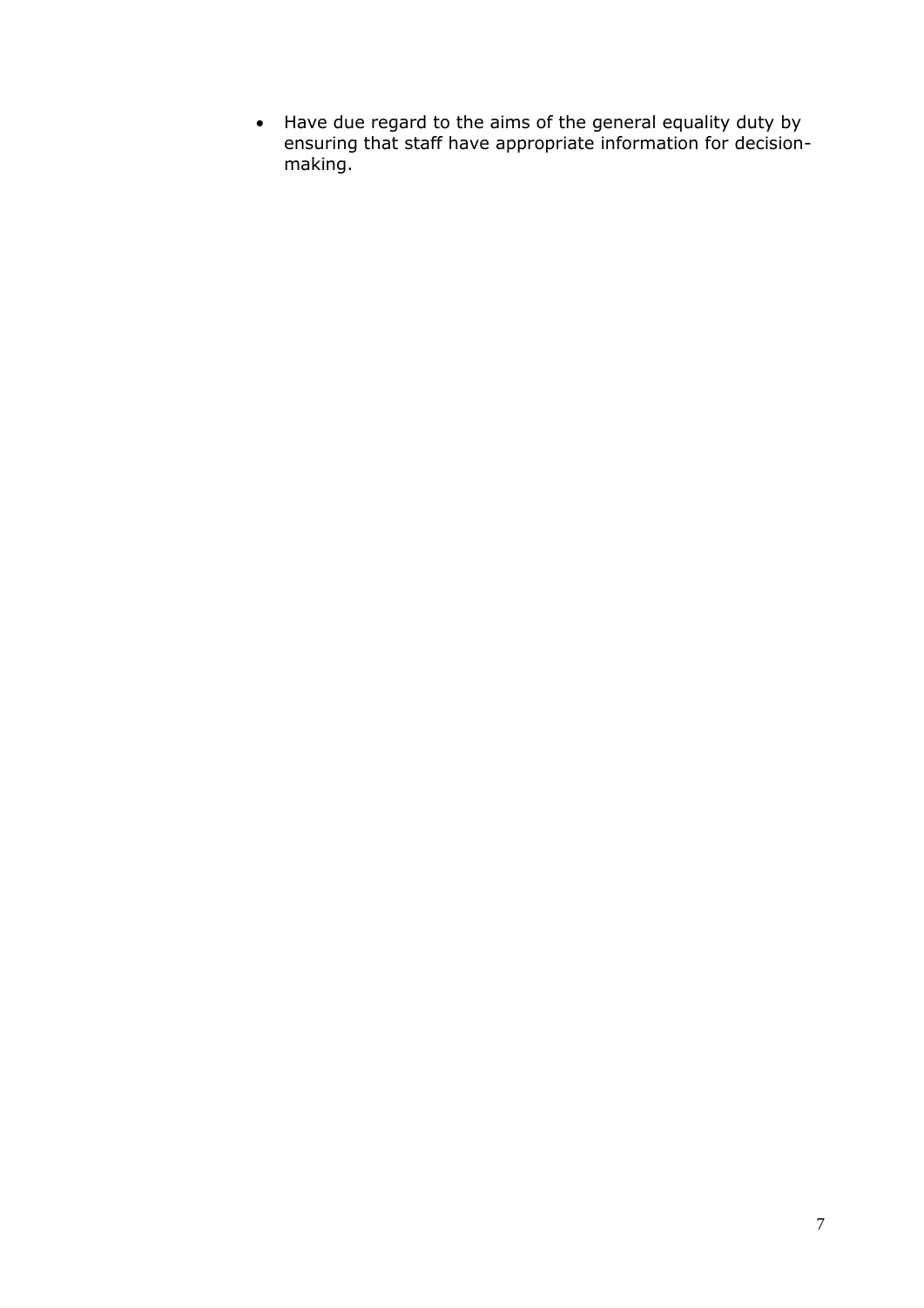- Have due regard to the aims of the general equality duty by ensuring that staff have appropriate information for decision-making.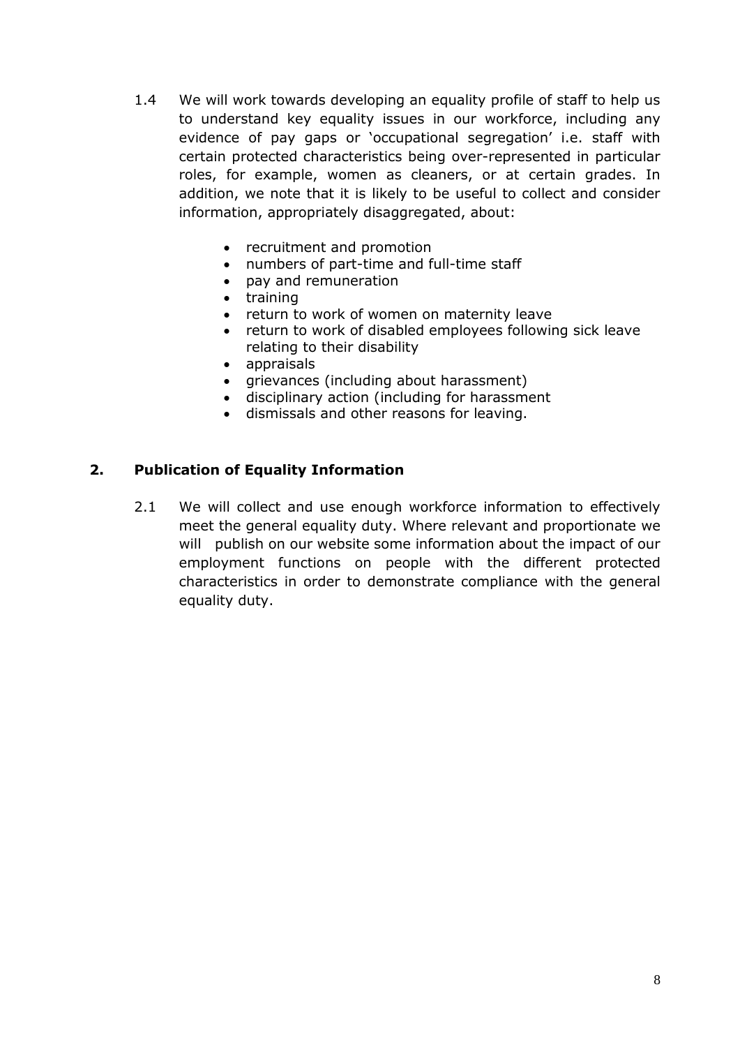1.4 We will work towards developing an equality profile of staff to help us to understand key equality issues in our workforce, including any evidence of pay gaps or 'occupational segregation' i.e. staff with certain protected characteristics being over-represented in particular roles, for example, women as cleaners, or at certain grades. In addition, we note that it is likely to be useful to collect and consider information, appropriately disaggregated, about:

- recruitment and promotion
- numbers of part-time and full-time staff
- pay and remuneration
- training
- return to work of women on maternity leave
- return to work of disabled employees following sick leave relating to their disability
- appraisals
- grievances (including about harassment)
- disciplinary action (including for harassment
- dismissals and other reasons for leaving.

## 2. Publication of Equality Information

2.1 We will collect and use enough workforce information to effectively meet the general equality duty. Where relevant and proportionate we will publish on our website some information about the impact of our employment functions on people with the different protected characteristics in order to demonstrate compliance with the general equality duty.